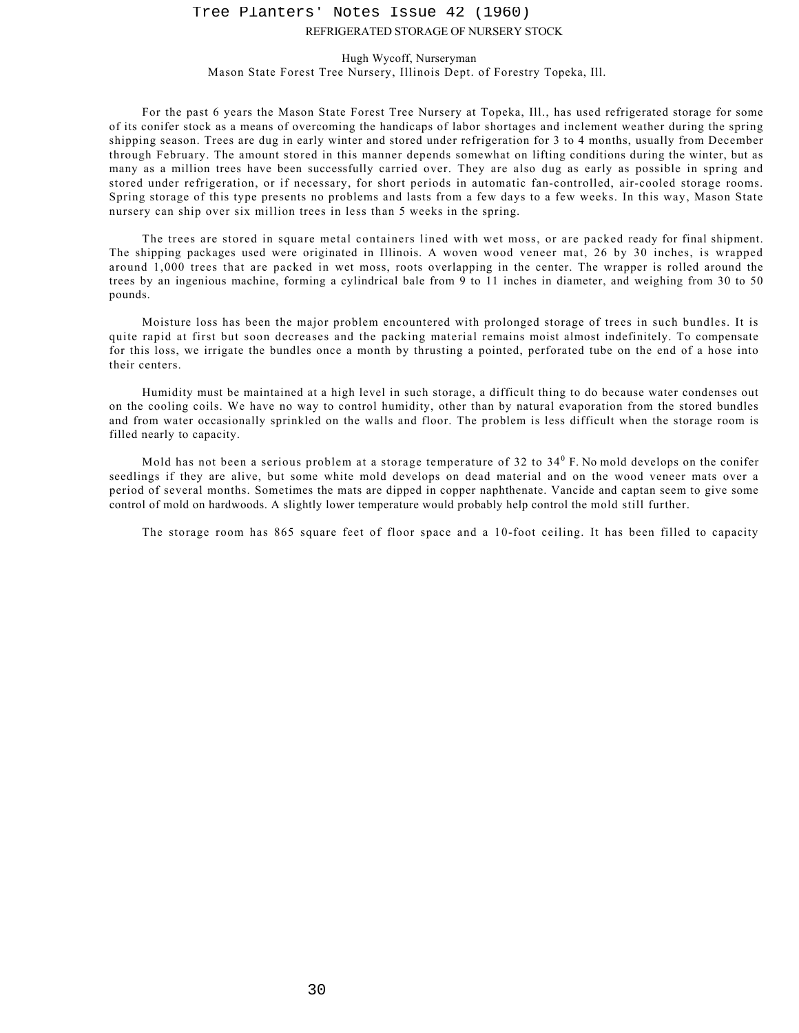REFRIGERATED STORAGE OF NURSERY STOCK

Hugh Wycoff, Nurseryman
Mason State Forest Tree Nursery, Illinois Dept. of Forestry Topeka, Ill.

For the past 6 years the Mason State Forest Tree Nursery at Topeka, Ill., has used refrigerated storage for some of its conifer stock as a means of overcoming the handicaps of labor shortages and inclement weather during the spring shipping season. Trees are dug in early winter and stored under refrigeration for 3 to 4 months, usually from December through February. The amount stored in this manner depends somewhat on lifting conditions during the winter, but as many as a million trees have been successfully carried over. They are also dug as early as possible in spring and stored under refrigeration, or if necessary, for short periods in automatic fan-controlled, air-cooled storage rooms. Spring storage of this type presents no problems and lasts from a few days to a few weeks. In this way, Mason State nursery can ship over six million trees in less than 5 weeks in the spring.

The trees are stored in square metal containers lined with wet moss, or are packed ready for final shipment. The shipping packages used were originated in Illinois. A woven wood veneer mat, 26 by 30 inches, is wrapped around 1,000 trees that are packed in wet moss, roots overlapping in the center. The wrapper is rolled around the trees by an ingenious machine, forming a cylindrical bale from 9 to 11 inches in diameter, and weighing from 30 to 50 pounds.

Moisture loss has been the major problem encountered with prolonged storage of trees in such bundles. It is quite rapid at first but soon decreases and the packing material remains moist almost indefinitely. To compensate for this loss, we irrigate the bundles once a month by thrusting a pointed, perforated tube on the end of a hose into their centers.

Humidity must be maintained at a high level in such storage, a difficult thing to do because water condenses out on the cooling coils. We have no way to control humidity, other than by natural evaporation from the stored bundles and from water occasionally sprinkled on the walls and floor. The problem is less difficult when the storage room is filled nearly to capacity.

Mold has not been a serious problem at a storage temperature of 32 to 34$^0$ F. No mold develops on the conifer seedlings if they are alive, but some white mold develops on dead material and on the wood veneer mats over a period of several months. Sometimes the mats are dipped in copper naphthenate. Vancide and captan seem to give some control of mold on hardwoods. A slightly lower temperature would probably help control the mold still further.

The storage room has 865 square feet of floor space and a 10-foot ceiling. It has been filled to capacity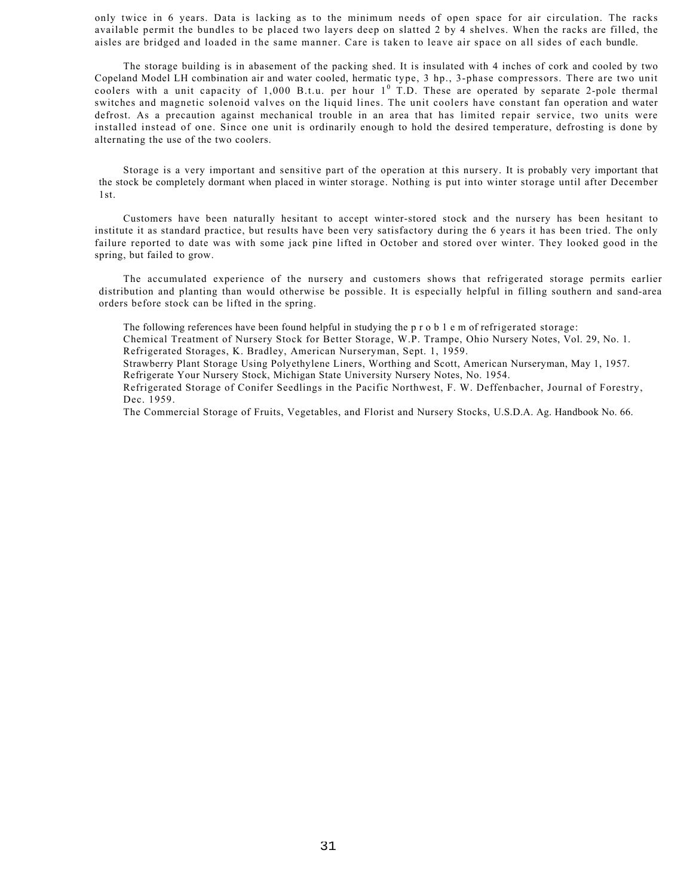only twice in 6 years. Data is lacking as to the minimum needs of open space for air circulation. The racks available permit the bundles to be placed two layers deep on slatted 2 by 4 shelves. When the racks are filled, the aisles are bridged and loaded in the same manner. Care is taken to leave air space on all sides of each bundle.

The storage building is in abasement of the packing shed. It is insulated with 4 inches of cork and cooled by two Copeland Model LH combination air and water cooled, hermatic type, 3 hp., 3-phase compressors. There are two unit coolers with a unit capacity of 1,000 B.t.u. per hour $1^0$ T.D. These are operated by separate 2-pole thermal switches and magnetic solenoid valves on the liquid lines. The unit coolers have constant fan operation and water defrost. As a precaution against mechanical trouble in an area that has limited repair service, two units were installed instead of one. Since one unit is ordinarily enough to hold the desired temperature, defrosting is done by alternating the use of the two coolers.

Storage is a very important and sensitive part of the operation at this nursery. It is probably very important that the stock be completely dormant when placed in winter storage. Nothing is put into winter storage until after December 1st.

Customers have been naturally hesitant to accept winter-stored stock and the nursery has been hesitant to institute it as standard practice, but results have been very satisfactory during the 6 years it has been tried. The only failure reported to date was with some jack pine lifted in October and stored over winter. They looked good in the spring, but failed to grow.

The accumulated experience of the nursery and customers shows that refrigerated storage permits earlier distribution and planting than would otherwise be possible. It is especially helpful in filling southern and sand-area orders before stock can be lifted in the spring.

The following references have been found helpful in studying the problem of refrigerated storage:

Chemical Treatment of Nursery Stock for Better Storage, W.P. Trampe, Ohio Nursery Notes, Vol. 29, No. 1.

Refrigerated Storages, K. Bradley, American Nurseryman, Sept. 1, 1959.

Strawberry Plant Storage Using Polyethylene Liners, Worthing and Scott, American Nurseryman, May 1, 1957.

Refrigerate Your Nursery Stock, Michigan State University Nursery Notes, No. 1954.

Refrigerated Storage of Conifer Seedlings in the Pacific Northwest, F. W. Deffenbacher, Journal of Forestry, Dec. 1959.

The Commercial Storage of Fruits, Vegetables, and Florist and Nursery Stocks, U.S.D.A. Ag. Handbook No. 66.